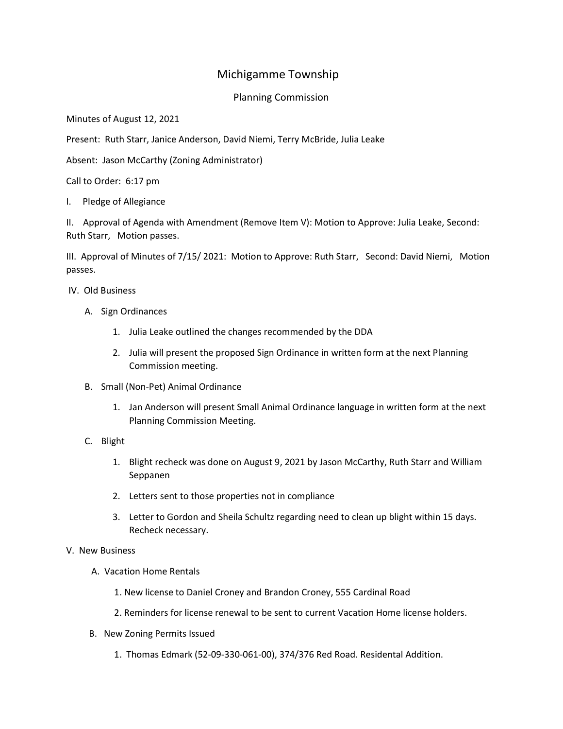# Michigamme Township

## Planning Commission

Minutes of August 12, 2021

Present: Ruth Starr, Janice Anderson, David Niemi, Terry McBride, Julia Leake

Absent: Jason McCarthy (Zoning Administrator)

Call to Order: 6:17 pm

I. Pledge of Allegiance

II. Approval of Agenda with Amendment (Remove Item V): Motion to Approve: Julia Leake, Second: Ruth Starr, Motion passes.

III. Approval of Minutes of 7/15/ 2021: Motion to Approve: Ruth Starr, Second: David Niemi, Motion passes.

IV. Old Business

- A. Sign Ordinances
    1. Julia Leake outlined the changes recommended by the DDA
    2. Julia will present the proposed Sign Ordinance in written form at the next Planning Commission meeting.
- B. Small (Non-Pet) Animal Ordinance
    1. Jan Anderson will present Small Animal Ordinance language in written form at the next Planning Commission Meeting.
- C. Blight
    1. Blight recheck was done on August 9, 2021 by Jason McCarthy, Ruth Starr and William Seppanen
    2. Letters sent to those properties not in compliance
    3. Letter to Gordon and Sheila Schultz regarding need to clean up blight within 15 days. Recheck necessary.

V. New Business

- A. Vacation Home Rentals
    1. New license to Daniel Croney and Brandon Croney, 555 Cardinal Road
    2. Reminders for license renewal to be sent to current Vacation Home license holders.
- B. New Zoning Permits Issued
    1. Thomas Edmark (52-09-330-061-00), 374/376 Red Road. Residental Addition.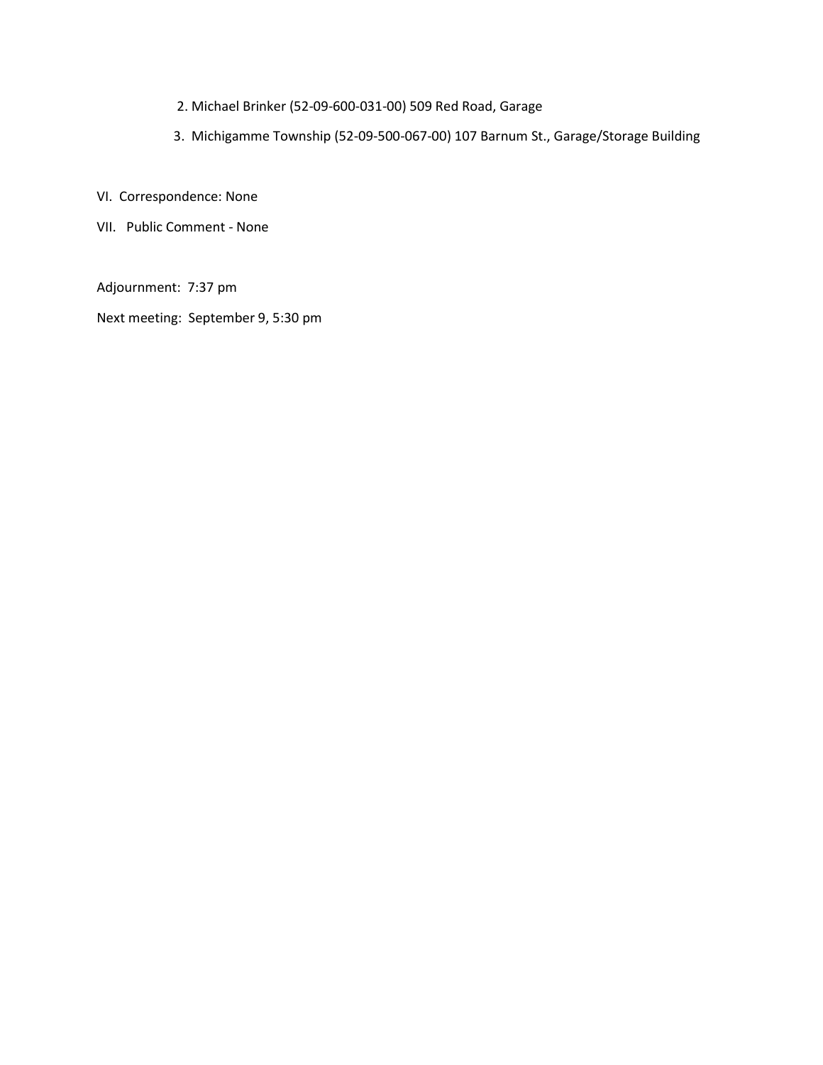2. Michael Brinker (52-09-600-031-00) 509 Red Road, Garage
3. Michigamme Township (52-09-500-067-00) 107 Barnum St., Garage/Storage Building

VI. Correspondence: None

VII. Public Comment - None

Adjournment: 7:37 pm

Next meeting: September 9, 5:30 pm